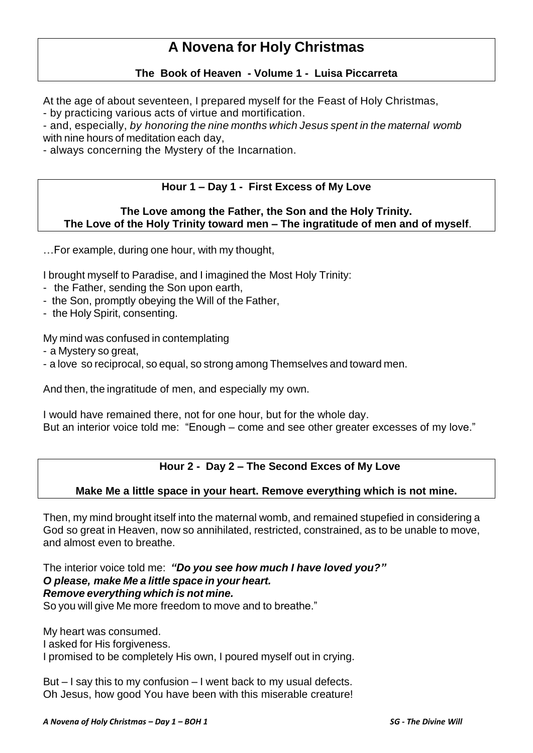# A Novena for Holy Christmas

**The Book of Heaven - Volume 1 - Luisa Piccarreta**

At the age of about seventeen, I prepared myself for the Feast of Holy Christmas,
- by practicing various acts of virtue and mortification.
- and, especially, *by honoring the nine months which Jesus spent in the maternal womb* with nine hours of meditation each day,
- always concerning the Mystery of the Incarnation.

## Hour 1 – Day 1 - First Excess of My Love

**The Love among the Father, the Son and the Holy Trinity.**
**The Love of the Holy Trinity toward men – The ingratitude of men and of myself**.

…For example, during one hour, with my thought,

I brought myself to Paradise, and I imagined the Most Holy Trinity:
- the Father, sending the Son upon earth,
- the Son, promptly obeying the Will of the Father,
- the Holy Spirit, consenting.

My mind was confused in contemplating
- a Mystery so great,
- a love so reciprocal, so equal, so strong among Themselves and toward men.

And then, the ingratitude of men, and especially my own.

I would have remained there, not for one hour, but for the whole day.
But an interior voice told me: "Enough – come and see other greater excesses of my love."

## Hour 2 - Day 2 – The Second Exces of My Love

**Make Me a little space in your heart. Remove everything which is not mine.**

Then, my mind brought itself into the maternal womb, and remained stupefied in considering a God so great in Heaven, now so annihilated, restricted, constrained, as to be unable to move, and almost even to breathe.

The interior voice told me: ***"Do you see how much I have loved you?"***
***O please, make Me a little space in your heart.***
***Remove everything which is not mine.***
So you will give Me more freedom to move and to breathe."

My heart was consumed.
I asked for His forgiveness.
I promised to be completely His own, I poured myself out in crying.

But – I say this to my confusion – I went back to my usual defects.
Oh Jesus, how good You have been with this miserable creature!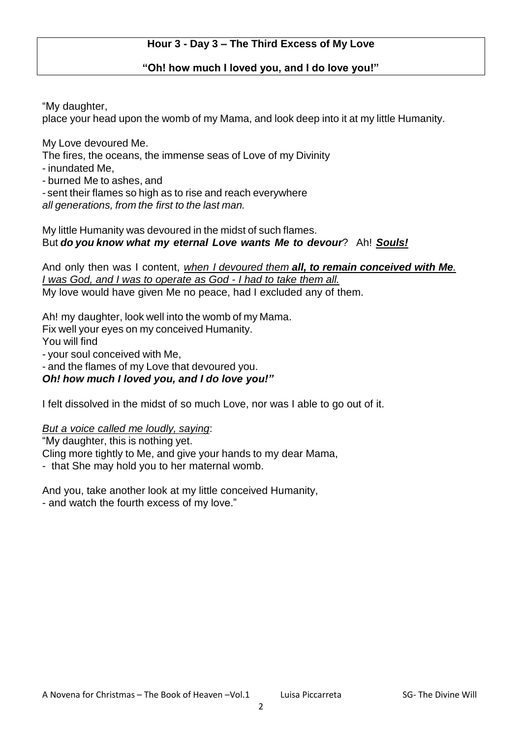**Hour 3 - Day 3 – The Third Excess of My Love**

**"Oh! how much I loved you, and I do love you!"**

"My daughter,
place your head upon the womb of my Mama, and look deep into it at my little Humanity.

My Love devoured Me.
The fires, the oceans, the immense seas of Love of my Divinity
- inundated Me,
- burned Me to ashes, and
- sent their flames so high as to rise and reach everywhere
*all generations, from the first to the last man.*

My little Humanity was devoured in the midst of such flames.
But ***do you know what my eternal Love wants Me to devour***? Ah! ***<u>Souls!</u>***

And only then was I content, *<u>when I devoured them</u>* ***<u>all, to remain conceived with Me</u>****<u>.</u>*
*<u>I was God, and I was to operate as God - I had to take them all.</u>*
My love would have given Me no peace, had I excluded any of them.

Ah! my daughter, look well into the womb of my Mama.
Fix well your eyes on my conceived Humanity.
You will find
- your soul conceived with Me,
- and the flames of my Love that devoured you.
***Oh! how much I loved you, and I do love you!"***

I felt dissolved in the midst of so much Love, nor was I able to go out of it.

*<u>But a voice called me loudly, saying</u>*:
"My daughter, this is nothing yet.
Cling more tightly to Me, and give your hands to my dear Mama,
- that She may hold you to her maternal womb.

And you, take another look at my little conceived Humanity,
- and watch the fourth excess of my love."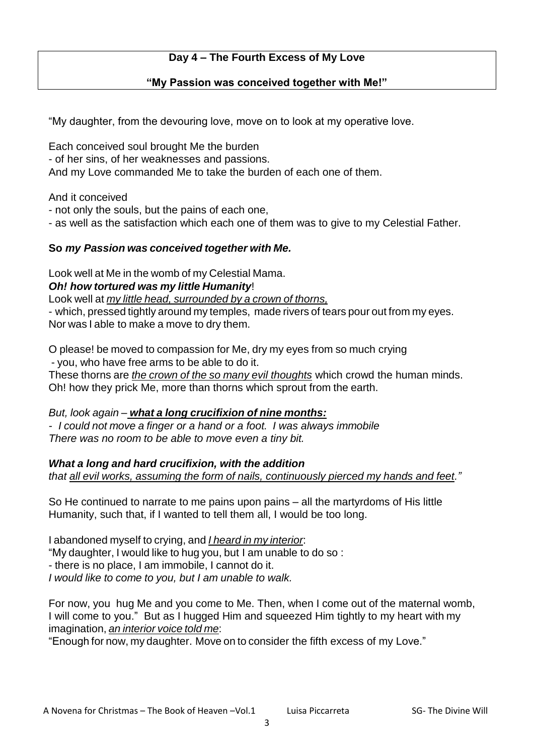**Day 4 – The Fourth Excess of My Love**

**"My Passion was conceived together with Me!"**

"My daughter, from the devouring love, move on to look at my operative love.

Each conceived soul brought Me the burden
- of her sins, of her weaknesses and passions.
And my Love commanded Me to take the burden of each one of them.

And it conceived
- not only the souls, but the pains of each one,
- as well as the satisfaction which each one of them was to give to my Celestial Father.

**So *my Passion was conceived together with Me.***

Look well at Me in the womb of my Celestial Mama.
***Oh! how tortured was my little Humanity***!
Look well at *my little head, surrounded by a crown of thorns,*
- which, pressed tightly around my temples, made rivers of tears pour out from my eyes.
Nor was I able to make a move to dry them.

O please! be moved to compassion for Me, dry my eyes from so much crying
- you, who have free arms to be able to do it.
These thorns are *the crown of the so many evil thoughts* which crowd the human minds.
Oh! how they prick Me, more than thorns which sprout from the earth.

*But, look again – **what a long crucifixion of nine months:***
*- I could not move a finger or a hand or a foot. I was always immobile*
*There was no room to be able to move even a tiny bit.*

***What a long and hard crucifixion, with the addition***
*that all evil works, assuming the form of nails, continuously pierced my hands and feet."*

So He continued to narrate to me pains upon pains – all the martyrdoms of His little Humanity, such that, if I wanted to tell them all, I would be too long.

I abandoned myself to crying, and *I heard in my interior*:
"My daughter, I would like to hug you, but I am unable to do so :
- there is no place, I am immobile, I cannot do it.
*I would like to come to you, but I am unable to walk.*

For now, you hug Me and you come to Me. Then, when I come out of the maternal womb, I will come to you." But as I hugged Him and squeezed Him tightly to my heart with my imagination, *an interior voice told me*:
"Enough for now, my daughter. Move on to consider the fifth excess of my Love."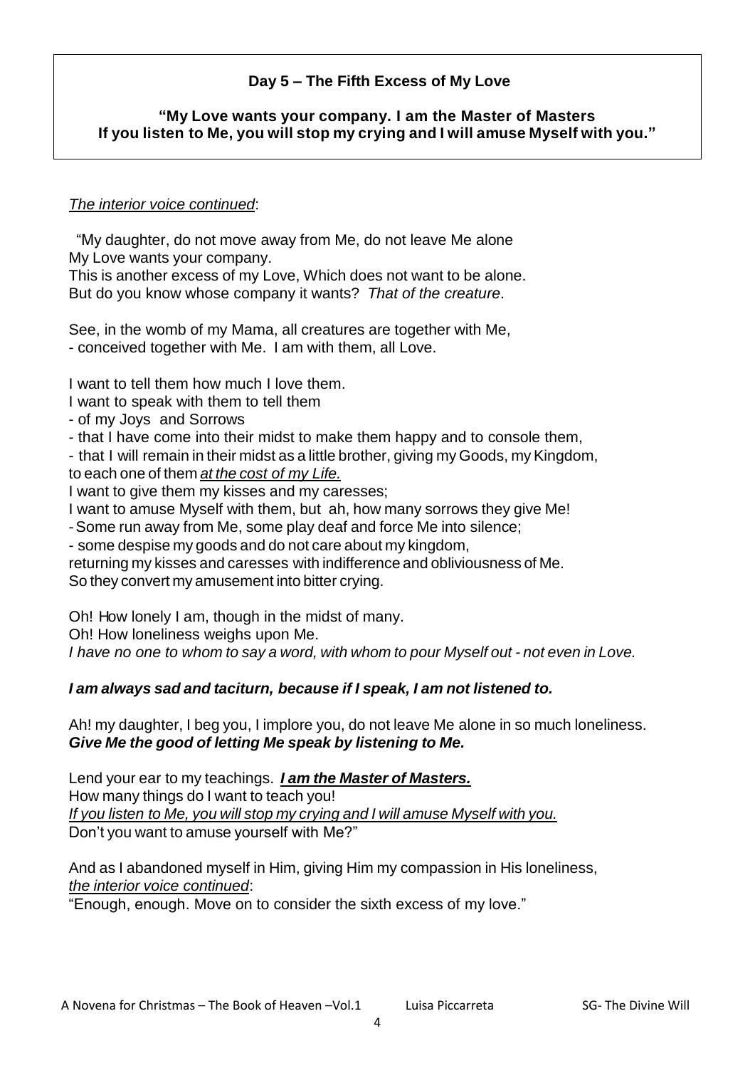**Day 5 – The Fifth Excess of My Love**

**"My Love wants your company. I am the Master of Masters**
**If you listen to Me, you will stop my crying and I will amuse Myself with you."**

*The interior voice continued*:

"My daughter, do not move away from Me, do not leave Me alone
My Love wants your company.
This is another excess of my Love, Which does not want to be alone.
But do you know whose company it wants? *That of the creature*.

See, in the womb of my Mama, all creatures are together with Me,
- conceived together with Me. I am with them, all Love.

I want to tell them how much I love them.
I want to speak with them to tell them
- of my Joys and Sorrows
- that I have come into their midst to make them happy and to console them,
- that I will remain in their midst as a little brother, giving my Goods, my Kingdom, to each one of them *at the cost of my Life.*
I want to give them my kisses and my caresses;
I want to amuse Myself with them, but ah, how many sorrows they give Me!
- Some run away from Me, some play deaf and force Me into silence;
- some despise my goods and do not care about my kingdom, returning my kisses and caresses with indifference and obliviousness of Me.
So they convert my amusement into bitter crying.

Oh! How lonely I am, though in the midst of many.
Oh! How loneliness weighs upon Me.
*I have no one to whom to say a word, with whom to pour Myself out - not even in Love.*

***I am always sad and taciturn, because if I speak, I am not listened to.***

Ah! my daughter, I beg you, I implore you, do not leave Me alone in so much loneliness.
***Give Me the good of letting Me speak by listening to Me.***

Lend your ear to my teachings. ***I am the Master of Masters.***
How many things do I want to teach you!
*If you listen to Me, you will stop my crying and I will amuse Myself with you.*
Don't you want to amuse yourself with Me?"

And as I abandoned myself in Him, giving Him my compassion in His loneliness,
*the interior voice continued*:
"Enough, enough. Move on to consider the sixth excess of my love."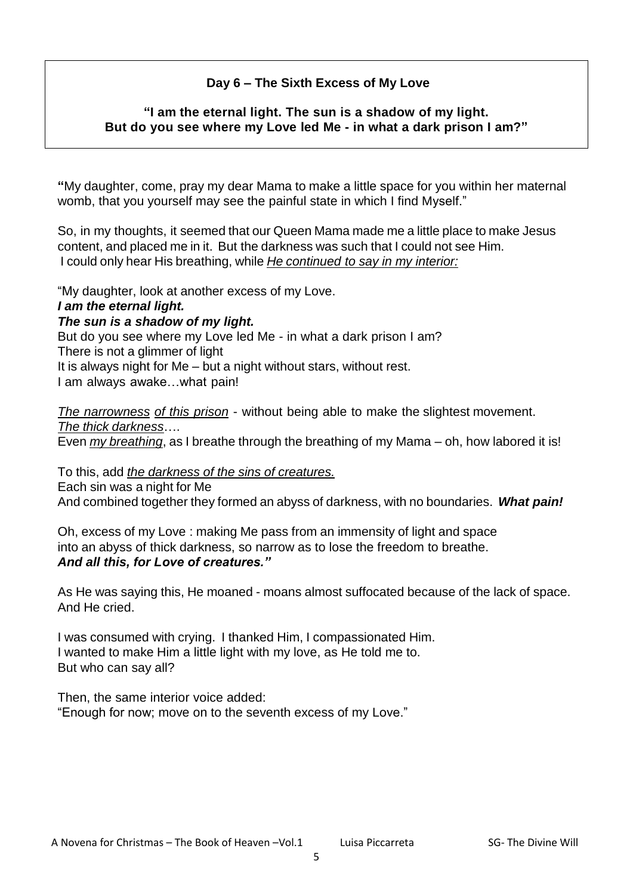**Day 6 – The Sixth Excess of My Love**

**"I am the eternal light. The sun is a shadow of my light.
But do you see where my Love led Me - in what a dark prison I am?"**

**"**My daughter, come, pray my dear Mama to make a little space for you within her maternal womb, that you yourself may see the painful state in which I find Myself."

So, in my thoughts, it seemed that our Queen Mama made me a little place to make Jesus content, and placed me in it. But the darkness was such that I could not see Him.
I could only hear His breathing, while *He continued to say in my interior:*

"My daughter, look at another excess of my Love.
***I am the eternal light.***
***The sun is a shadow of my light.***
But do you see where my Love led Me - in what a dark prison I am?
There is not a glimmer of light
It is always night for Me – but a night without stars, without rest.
I am always awake…what pain!

*The narrowness of this prison* - without being able to make the slightest movement.
*The thick darkness*….
Even *my breathing*, as I breathe through the breathing of my Mama – oh, how labored it is!

To this, add *the darkness of the sins of creatures.*
Each sin was a night for Me
And combined together they formed an abyss of darkness, with no boundaries. ***What pain!***

Oh, excess of my Love : making Me pass from an immensity of light and space
into an abyss of thick darkness, so narrow as to lose the freedom to breathe.
***And all this, for Love of creatures."***

As He was saying this, He moaned - moans almost suffocated because of the lack of space. And He cried.

I was consumed with crying. I thanked Him, I compassionated Him.
I wanted to make Him a little light with my love, as He told me to.
But who can say all?

Then, the same interior voice added:
"Enough for now; move on to the seventh excess of my Love."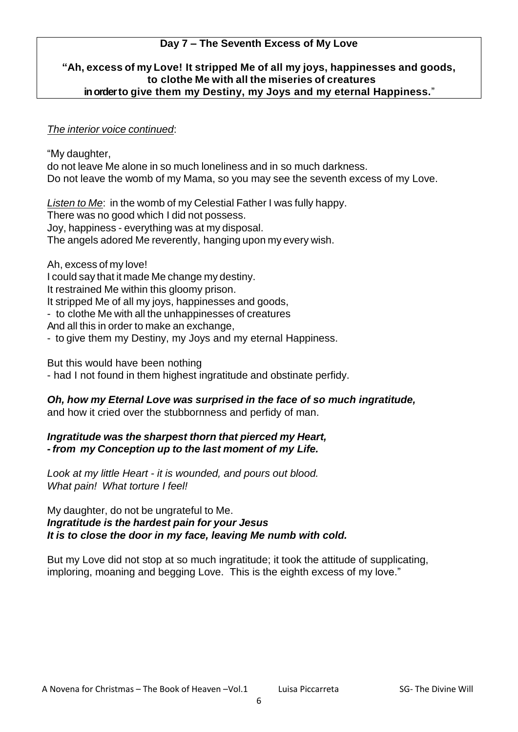**Day 7 – The Seventh Excess of My Love**

**"Ah, excess of my Love! It stripped Me of all my joys, happinesses and goods, to clothe Me with all the miseries of creatures in order to give them my Destiny, my Joys and my eternal Happiness."**

*The interior voice continued*:

"My daughter,
do not leave Me alone in so much loneliness and in so much darkness.
Do not leave the womb of my Mama, so you may see the seventh excess of my Love.

*Listen to Me*: in the womb of my Celestial Father I was fully happy.
There was no good which I did not possess.
Joy, happiness - everything was at my disposal.
The angels adored Me reverently, hanging upon my every wish.

Ah, excess of my love!
I could say that it made Me change my destiny.
It restrained Me within this gloomy prison.
It stripped Me of all my joys, happinesses and goods,
- to clothe Me with all the unhappinesses of creatures
And all this in order to make an exchange,
- to give them my Destiny, my Joys and my eternal Happiness.

But this would have been nothing
- had I not found in them highest ingratitude and obstinate perfidy.

***Oh, how my Eternal Love was surprised in the face of so much ingratitude,***
and how it cried over the stubbornness and perfidy of man.

***Ingratitude was the sharpest thorn that pierced my Heart,***
***- from my Conception up to the last moment of my Life.***

*Look at my little Heart - it is wounded, and pours out blood.*
*What pain! What torture I feel!*

My daughter, do not be ungrateful to Me.
***Ingratitude is the hardest pain for your Jesus***
***It is to close the door in my face, leaving Me numb with cold.***

But my Love did not stop at so much ingratitude; it took the attitude of supplicating, imploring, moaning and begging Love. This is the eighth excess of my love."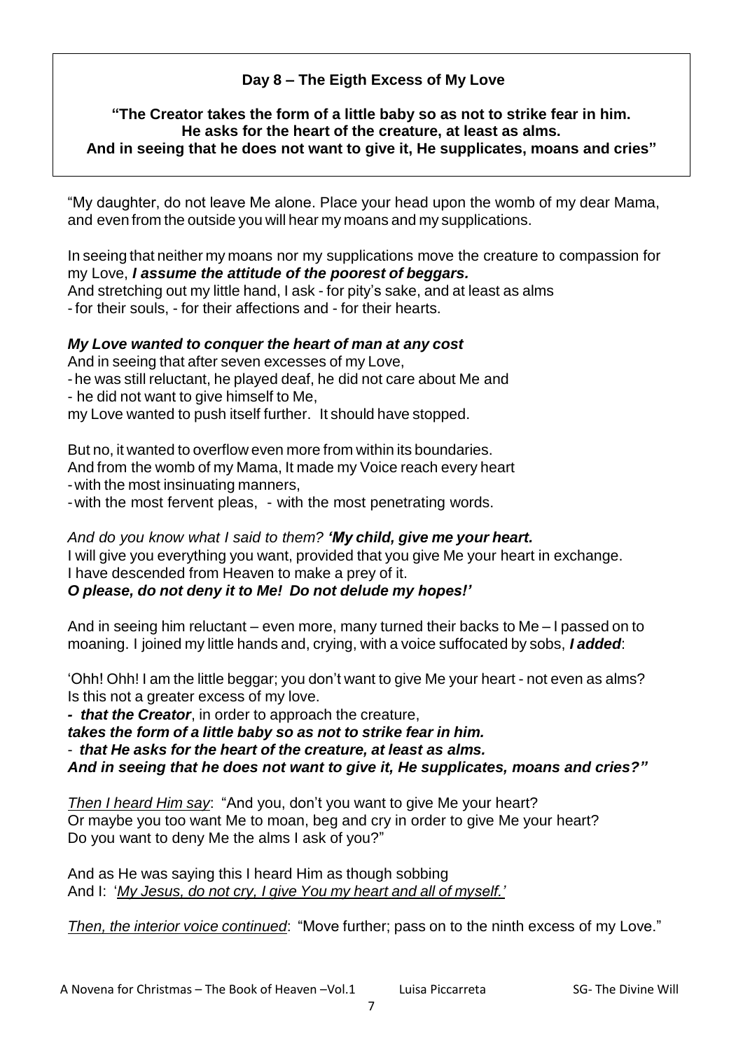**Day 8 – The Eigth Excess of My Love**

**"The Creator takes the form of a little baby so as not to strike fear in him. He asks for the heart of the creature, at least as alms. And in seeing that he does not want to give it, He supplicates, moans and cries"**

"My daughter, do not leave Me alone. Place your head upon the womb of my dear Mama, and even from the outside you will hear my moans and my supplications.

In seeing that neither my moans nor my supplications move the creature to compassion for my Love, ***I assume the attitude of the poorest of beggars.***
And stretching out my little hand, I ask - for pity's sake, and at least as alms
- for their souls, - for their affections and - for their hearts.

***My Love wanted to conquer the heart of man at any cost***
And in seeing that after seven excesses of my Love,
- he was still reluctant, he played deaf, he did not care about Me and
- he did not want to give himself to Me,
my Love wanted to push itself further. It should have stopped.

But no, it wanted to overflow even more from within its boundaries.
And from the womb of my Mama, It made my Voice reach every heart
- with the most insinuating manners,
- with the most fervent pleas, - with the most penetrating words.

*And do you know what I said to them?* ***'My child, give me your heart.***
I will give you everything you want, provided that you give Me your heart in exchange.
I have descended from Heaven to make a prey of it.
***O please, do not deny it to Me! Do not delude my hopes!'***

And in seeing him reluctant – even more, many turned their backs to Me – I passed on to moaning. I joined my little hands and, crying, with a voice suffocated by sobs, ***I added***:

'Ohh! Ohh! I am the little beggar; you don't want to give Me your heart - not even as alms? Is this not a greater excess of my love.
***- that the Creator***, in order to approach the creature,
***takes the form of a little baby so as not to strike fear in him.***
- ***that He asks for the heart of the creature, at least as alms.***
***And in seeing that he does not want to give it, He supplicates, moans and cries?"***

*Then I heard Him say*: "And you, don't you want to give Me your heart?
Or maybe you too want Me to moan, beg and cry in order to give Me your heart?
Do you want to deny Me the alms I ask of you?"

And as He was saying this I heard Him as though sobbing
And I: '*My Jesus, do not cry, I give You my heart and all of myself.'*

*Then, the interior voice continued*: "Move further; pass on to the ninth excess of my Love."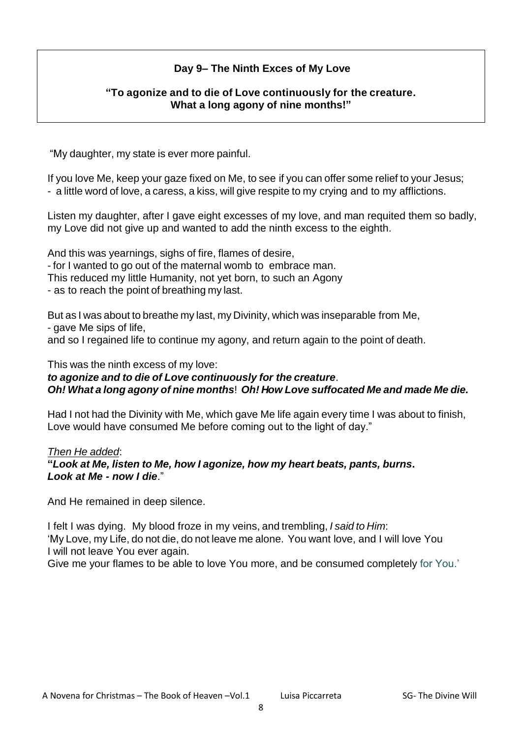**Day 9– The Ninth Exces of My Love**

**"To agonize and to die of Love continuously for the creature. What a long agony of nine months!"**

"My daughter, my state is ever more painful.

If you love Me, keep your gaze fixed on Me, to see if you can offer some relief to your Jesus;
- a little word of love, a caress, a kiss, will give respite to my crying and to my afflictions.

Listen my daughter, after I gave eight excesses of my love, and man requited them so badly, my Love did not give up and wanted to add the ninth excess to the eighth.

And this was yearnings, sighs of fire, flames of desire,
- for I wanted to go out of the maternal womb to embrace man.
This reduced my little Humanity, not yet born, to such an Agony
- as to reach the point of breathing my last.

But as I was about to breathe my last, my Divinity, which was inseparable from Me,
- gave Me sips of life,
and so I regained life to continue my agony, and return again to the point of death.

This was the ninth excess of my love:
***to agonize and to die of Love continuously for the creature***.
***Oh! What a long agony of nine months***! ***Oh! How Love suffocated Me and made Me die.***

Had I not had the Divinity with Me, which gave Me life again every time I was about to finish, Love would have consumed Me before coming out to the light of day."

*Then He added*:
**"*Look at Me, listen to Me, how I agonize, how my heart beats, pants, burns*. *Look at Me - now I die*."**

And He remained in deep silence.

I felt I was dying. My blood froze in my veins, and trembling, *I said to Him*:
'My Love, my Life, do not die, do not leave me alone. You want love, and I will love You
I will not leave You ever again.
Give me your flames to be able to love You more, and be consumed completely for You.'